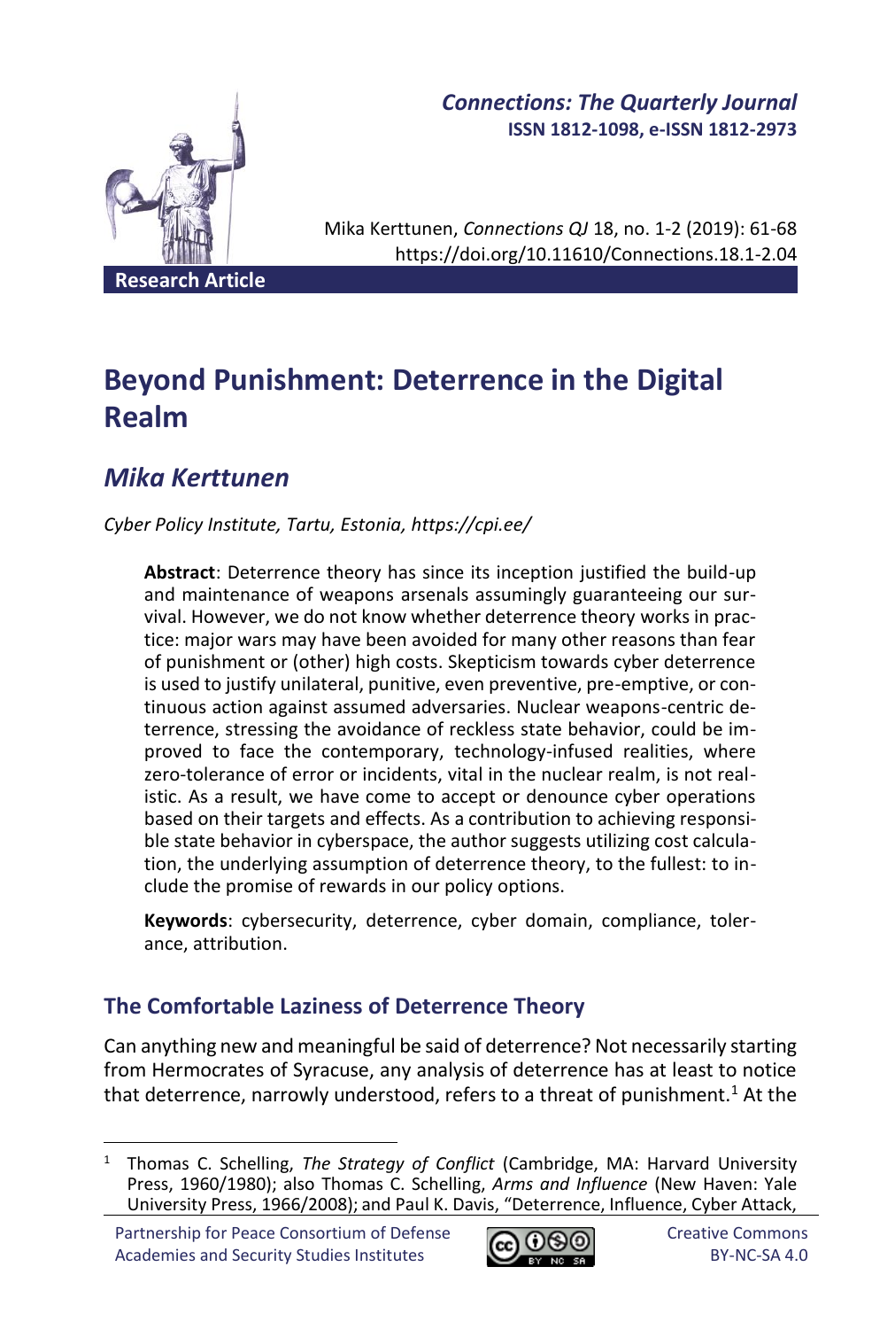*Connections: The Quarterly Journal*
**ISSN 1812-1098, e-ISSN 1812-2973**

Mika Kerttunen, *Connections QJ* 18, no. 1-2 (2019): 61-68
https://doi.org/10.11610/Connections.18.1-2.04

**Research Article**

# Beyond Punishment: Deterrence in the Digital Realm

## *Mika Kerttunen*

*Cyber Policy Institute, Tartu, Estonia, https://cpi.ee/*

**Abstract**: Deterrence theory has since its inception justified the build-up and maintenance of weapons arsenals assumingly guaranteeing our survival. However, we do not know whether deterrence theory works in practice: major wars may have been avoided for many other reasons than fear of punishment or (other) high costs. Skepticism towards cyber deterrence is used to justify unilateral, punitive, even preventive, pre-emptive, or continuous action against assumed adversaries. Nuclear weapons-centric deterrence, stressing the avoidance of reckless state behavior, could be improved to face the contemporary, technology-infused realities, where zero-tolerance of error or incidents, vital in the nuclear realm, is not realistic. As a result, we have come to accept or denounce cyber operations based on their targets and effects. As a contribution to achieving responsible state behavior in cyberspace, the author suggests utilizing cost calculation, the underlying assumption of deterrence theory, to the fullest: to include the promise of rewards in our policy options.

**Keywords**: cybersecurity, deterrence, cyber domain, compliance, tolerance, attribution.

## The Comfortable Laziness of Deterrence Theory

Can anything new and meaningful be said of deterrence? Not necessarily starting from Hermocrates of Syracuse, any analysis of deterrence has at least to notice that deterrence, narrowly understood, refers to a threat of punishment.[1] At the

---

[1] Thomas C. Schelling, *The Strategy of Conflict* (Cambridge, MA: Harvard University Press, 1960/1980); also Thomas C. Schelling, *Arms and Influence* (New Haven: Yale University Press, 1966/2008); and Paul K. Davis, "Deterrence, Influence, Cyber Attack,

Partnership for Peace Consortium of Defense Academies and Security Studies Institutes

Creative Commons BY-NC-SA 4.0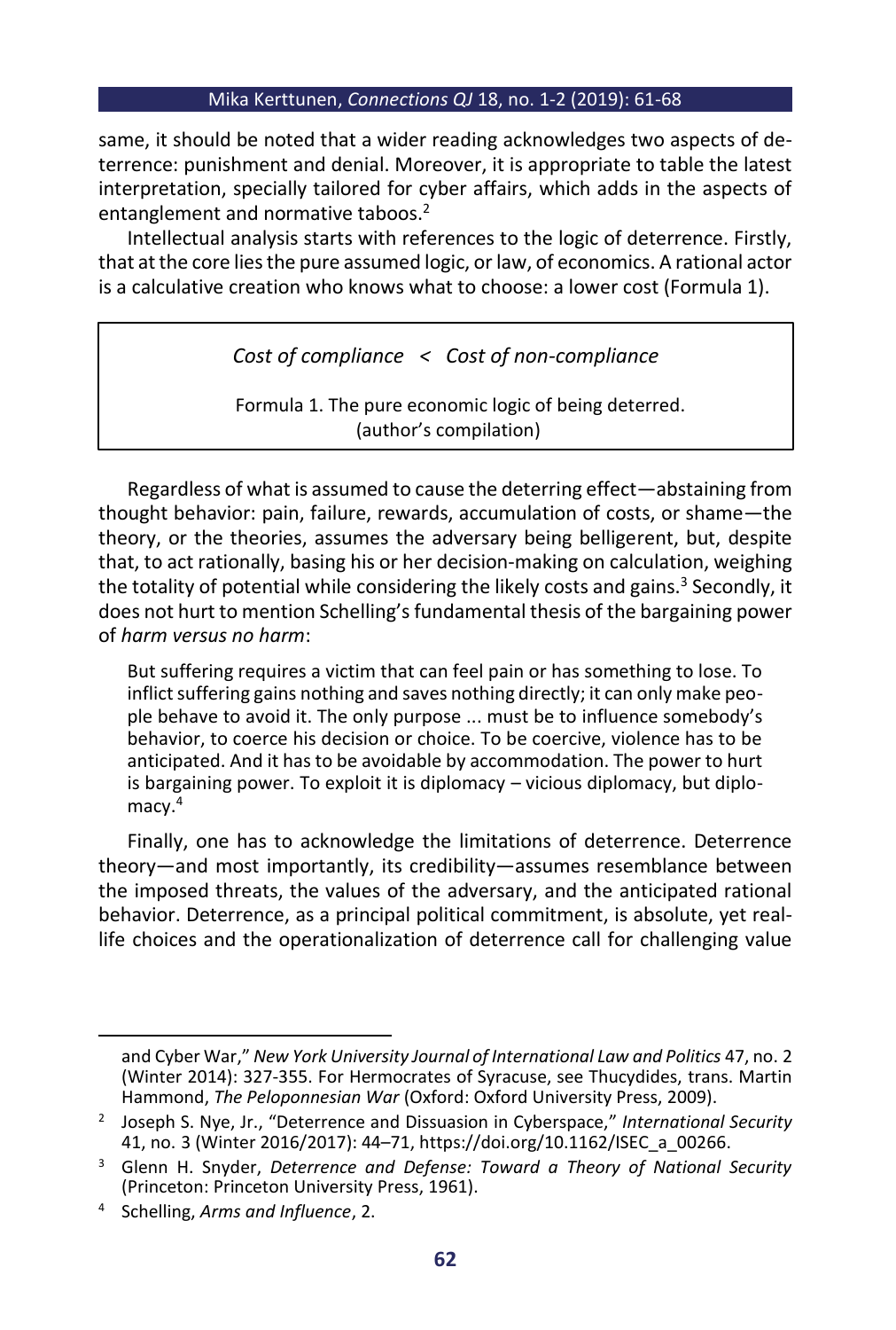same, it should be noted that a wider reading acknowledges two aspects of deterrence: punishment and denial. Moreover, it is appropriate to table the latest interpretation, specially tailored for cyber affairs, which adds in the aspects of entanglement and normative taboos.[2]

Intellectual analysis starts with references to the logic of deterrence. Firstly, that at the core lies the pure assumed logic, or law, of economics. A rational actor is a calculative creation who knows what to choose: a lower cost (Formula 1).

*Cost of compliance < Cost of non-compliance*

Formula 1. The pure economic logic of being deterred. (author's compilation)

Regardless of what is assumed to cause the deterring effect—abstaining from thought behavior: pain, failure, rewards, accumulation of costs, or shame—the theory, or the theories, assumes the adversary being belligerent, but, despite that, to act rationally, basing his or her decision-making on calculation, weighing the totality of potential while considering the likely costs and gains.[3] Secondly, it does not hurt to mention Schelling's fundamental thesis of the bargaining power of *harm versus no harm*:

> But suffering requires a victim that can feel pain or has something to lose. To inflict suffering gains nothing and saves nothing directly; it can only make people behave to avoid it. The only purpose ... must be to influence somebody's behavior, to coerce his decision or choice. To be coercive, violence has to be anticipated. And it has to be avoidable by accommodation. The power to hurt is bargaining power. To exploit it is diplomacy – vicious diplomacy, but diplomacy.[4]

Finally, one has to acknowledge the limitations of deterrence. Deterrence theory—and most importantly, its credibility—assumes resemblance between the imposed threats, the values of the adversary, and the anticipated rational behavior. Deterrence, as a principal political commitment, is absolute, yet real-life choices and the operationalization of deterrence call for challenging value

---

and Cyber War," *New York University Journal of International Law and Politics* 47, no. 2 (Winter 2014): 327-355. For Hermocrates of Syracuse, see Thucydides, trans. Martin Hammond, *The Peloponnesian War* (Oxford: Oxford University Press, 2009).

[2] Joseph S. Nye, Jr., "Deterrence and Dissuasion in Cyberspace," *International Security* 41, no. 3 (Winter 2016/2017): 44–71, https://doi.org/10.1162/ISEC_a_00266.

[3] Glenn H. Snyder, *Deterrence and Defense: Toward a Theory of National Security* (Princeton: Princeton University Press, 1961).

[4] Schelling, *Arms and Influence*, 2.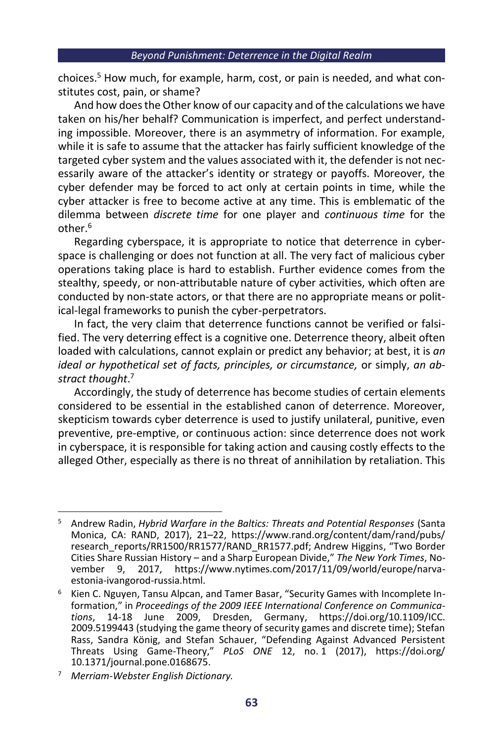choices.[5] How much, for example, harm, cost, or pain is needed, and what constitutes cost, pain, or shame?

And how does the Other know of our capacity and of the calculations we have taken on his/her behalf? Communication is imperfect, and perfect understanding impossible. Moreover, there is an asymmetry of information. For example, while it is safe to assume that the attacker has fairly sufficient knowledge of the targeted cyber system and the values associated with it, the defender is not necessarily aware of the attacker's identity or strategy or payoffs. Moreover, the cyber defender may be forced to act only at certain points in time, while the cyber attacker is free to become active at any time. This is emblematic of the dilemma between *discrete time* for one player and *continuous time* for the other.[6]

Regarding cyberspace, it is appropriate to notice that deterrence in cyberspace is challenging or does not function at all. The very fact of malicious cyber operations taking place is hard to establish. Further evidence comes from the stealthy, speedy, or non-attributable nature of cyber activities, which often are conducted by non-state actors, or that there are no appropriate means or political-legal frameworks to punish the cyber-perpetrators.

In fact, the very claim that deterrence functions cannot be verified or falsified. The very deterring effect is a cognitive one. Deterrence theory, albeit often loaded with calculations, cannot explain or predict any behavior; at best, it is *an ideal or hypothetical set of facts, principles, or circumstance,* or simply, *an abstract thought*.[7]

Accordingly, the study of deterrence has become studies of certain elements considered to be essential in the established canon of deterrence. Moreover, skepticism towards cyber deterrence is used to justify unilateral, punitive, even preventive, pre-emptive, or continuous action: since deterrence does not work in cyberspace, it is responsible for taking action and causing costly effects to the alleged Other, especially as there is no threat of annihilation by retaliation. This

---

[5] Andrew Radin, *Hybrid Warfare in the Baltics: Threats and Potential Responses* (Santa Monica, CA: RAND, 2017), 21–22, https://www.rand.org/content/dam/rand/pubs/research_reports/RR1500/RR1577/RAND_RR1577.pdf; Andrew Higgins, "Two Border Cities Share Russian History – and a Sharp European Divide," *The New York Times*, November 9, 2017, https://www.nytimes.com/2017/11/09/world/europe/narva-estonia-ivangorod-russia.html.

[6] Kien C. Nguyen, Tansu Alpcan, and Tamer Basar, "Security Games with Incomplete Information," in *Proceedings of the 2009 IEEE International Conference on Communications*, 14-18 June 2009, Dresden, Germany, https://doi.org/10.1109/ICC.2009.5199443 (studying the game theory of security games and discrete time); Stefan Rass, Sandra König, and Stefan Schauer, "Defending Against Advanced Persistent Threats Using Game-Theory," *PLoS ONE* 12, no. 1 (2017), https://doi.org/10.1371/journal.pone.0168675.

[7] *Merriam-Webster English Dictionary.*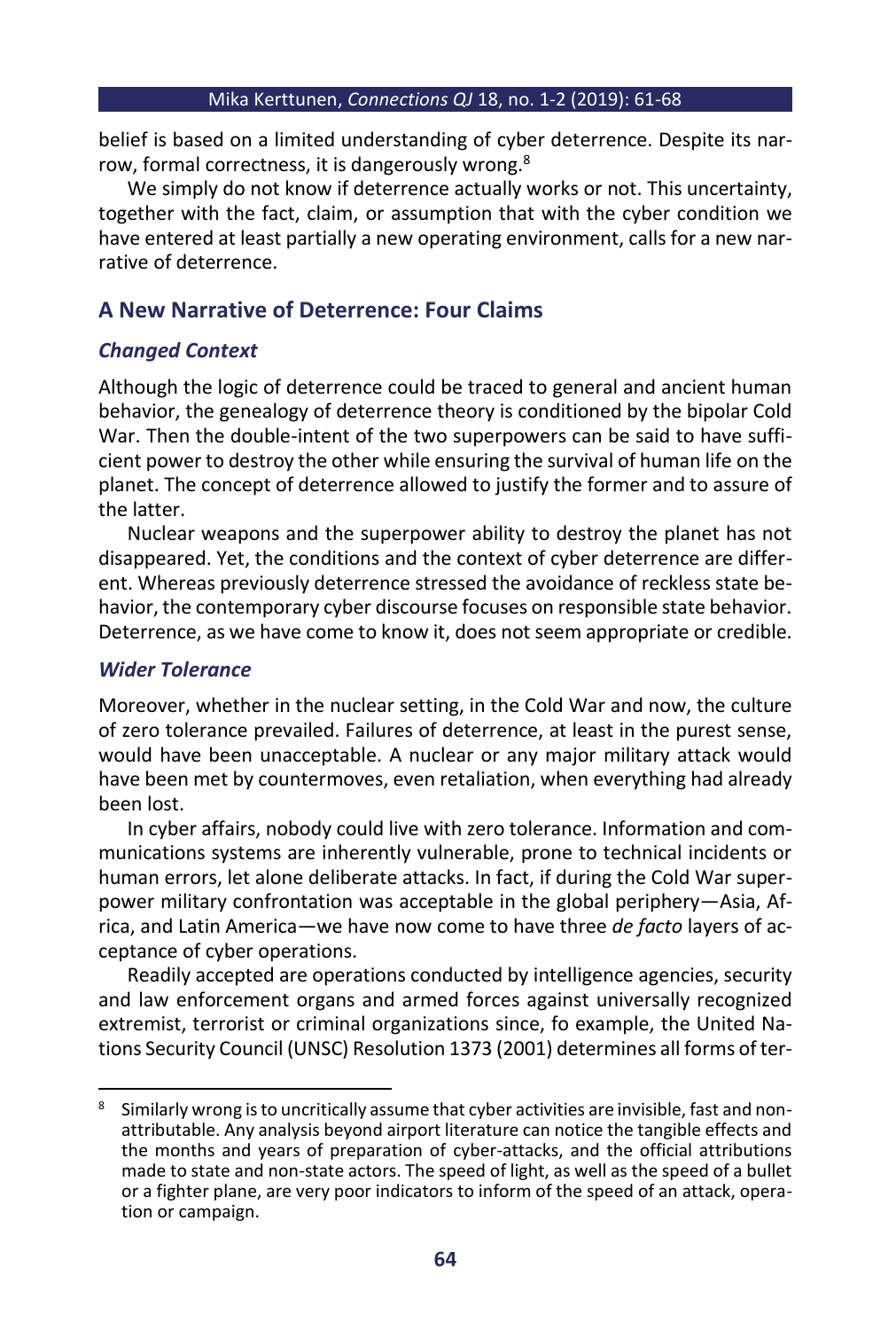belief is based on a limited understanding of cyber deterrence. Despite its narrow, formal correctness, it is dangerously wrong.[8]

We simply do not know if deterrence actually works or not. This uncertainty, together with the fact, claim, or assumption that with the cyber condition we have entered at least partially a new operating environment, calls for a new narrative of deterrence.

## A New Narrative of Deterrence: Four Claims

### *Changed Context*

Although the logic of deterrence could be traced to general and ancient human behavior, the genealogy of deterrence theory is conditioned by the bipolar Cold War. Then the double-intent of the two superpowers can be said to have sufficient power to destroy the other while ensuring the survival of human life on the planet. The concept of deterrence allowed to justify the former and to assure of the latter.

Nuclear weapons and the superpower ability to destroy the planet has not disappeared. Yet, the conditions and the context of cyber deterrence are different. Whereas previously deterrence stressed the avoidance of reckless state behavior, the contemporary cyber discourse focuses on responsible state behavior. Deterrence, as we have come to know it, does not seem appropriate or credible.

### *Wider Tolerance*

Moreover, whether in the nuclear setting, in the Cold War and now, the culture of zero tolerance prevailed. Failures of deterrence, at least in the purest sense, would have been unacceptable. A nuclear or any major military attack would have been met by countermoves, even retaliation, when everything had already been lost.

In cyber affairs, nobody could live with zero tolerance. Information and communications systems are inherently vulnerable, prone to technical incidents or human errors, let alone deliberate attacks. In fact, if during the Cold War superpower military confrontation was acceptable in the global periphery—Asia, Africa, and Latin America—we have now come to have three *de facto* layers of acceptance of cyber operations.

Readily accepted are operations conducted by intelligence agencies, security and law enforcement organs and armed forces against universally recognized extremist, terrorist or criminal organizations since, fo example, the United Nations Security Council (UNSC) Resolution 1373 (2001) determines all forms of ter-

---

[8] Similarly wrong is to uncritically assume that cyber activities are invisible, fast and non-attributable. Any analysis beyond airport literature can notice the tangible effects and the months and years of preparation of cyber-attacks, and the official attributions made to state and non-state actors. The speed of light, as well as the speed of a bullet or a fighter plane, are very poor indicators to inform of the speed of an attack, operation or campaign.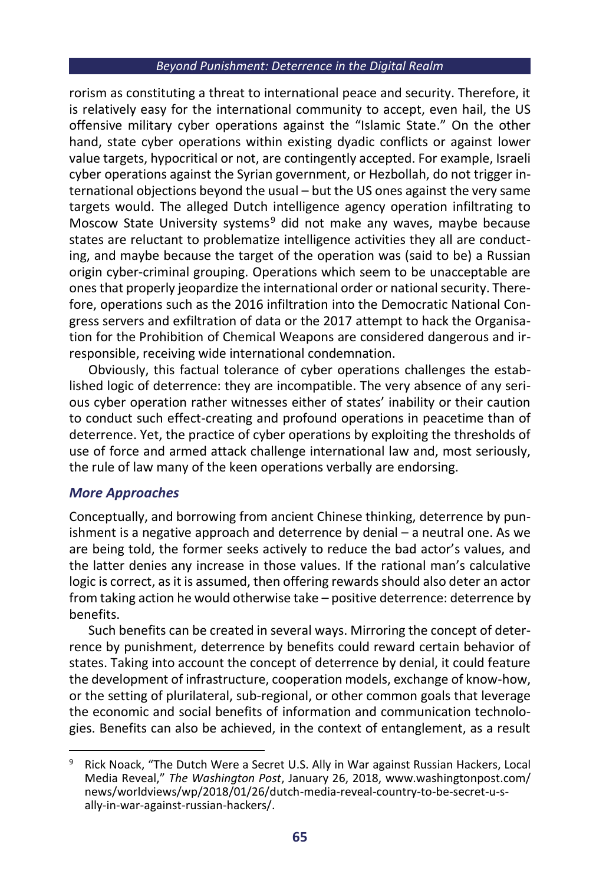rorism as constituting a threat to international peace and security. Therefore, it is relatively easy for the international community to accept, even hail, the US offensive military cyber operations against the "Islamic State." On the other hand, state cyber operations within existing dyadic conflicts or against lower value targets, hypocritical or not, are contingently accepted. For example, Israeli cyber operations against the Syrian government, or Hezbollah, do not trigger international objections beyond the usual – but the US ones against the very same targets would. The alleged Dutch intelligence agency operation infiltrating to Moscow State University systems[9] did not make any waves, maybe because states are reluctant to problematize intelligence activities they all are conducting, and maybe because the target of the operation was (said to be) a Russian origin cyber-criminal grouping. Operations which seem to be unacceptable are ones that properly jeopardize the international order or national security. Therefore, operations such as the 2016 infiltration into the Democratic National Congress servers and exfiltration of data or the 2017 attempt to hack the Organisation for the Prohibition of Chemical Weapons are considered dangerous and irresponsible, receiving wide international condemnation.

Obviously, this factual tolerance of cyber operations challenges the established logic of deterrence: they are incompatible. The very absence of any serious cyber operation rather witnesses either of states' inability or their caution to conduct such effect-creating and profound operations in peacetime than of deterrence. Yet, the practice of cyber operations by exploiting the thresholds of use of force and armed attack challenge international law and, most seriously, the rule of law many of the keen operations verbally are endorsing.

### *More Approaches*

Conceptually, and borrowing from ancient Chinese thinking, deterrence by punishment is a negative approach and deterrence by denial – a neutral one. As we are being told, the former seeks actively to reduce the bad actor's values, and the latter denies any increase in those values. If the rational man's calculative logic is correct, as it is assumed, then offering rewards should also deter an actor from taking action he would otherwise take – positive deterrence: deterrence by benefits.

Such benefits can be created in several ways. Mirroring the concept of deterrence by punishment, deterrence by benefits could reward certain behavior of states. Taking into account the concept of deterrence by denial, it could feature the development of infrastructure, cooperation models, exchange of know-how, or the setting of plurilateral, sub-regional, or other common goals that leverage the economic and social benefits of information and communication technologies. Benefits can also be achieved, in the context of entanglement, as a result

---

[9] Rick Noack, "The Dutch Were a Secret U.S. Ally in War against Russian Hackers, Local Media Reveal," *The Washington Post*, January 26, 2018, www.washingtonpost.com/news/worldviews/wp/2018/01/26/dutch-media-reveal-country-to-be-secret-u-s-ally-in-war-against-russian-hackers/.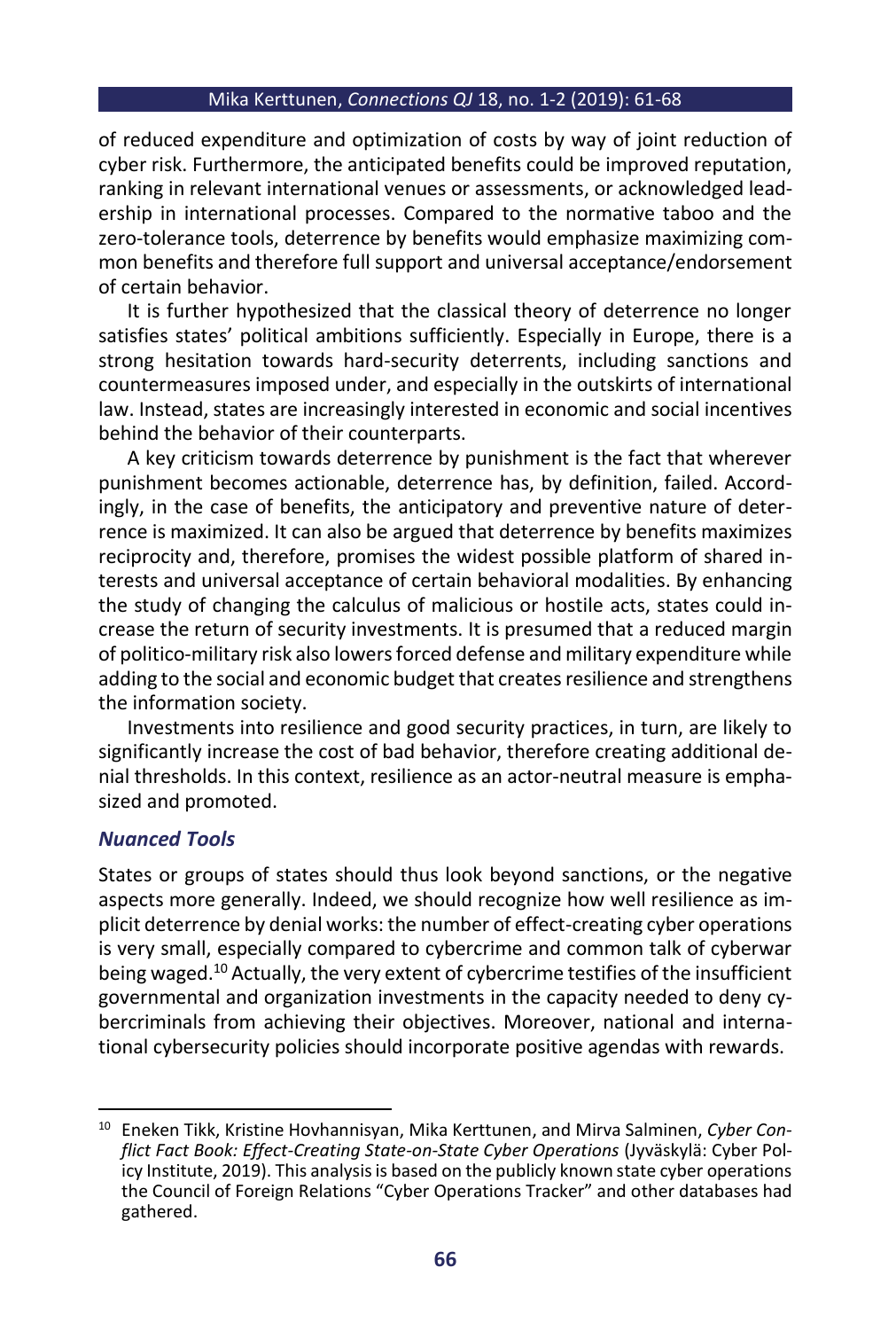of reduced expenditure and optimization of costs by way of joint reduction of cyber risk. Furthermore, the anticipated benefits could be improved reputation, ranking in relevant international venues or assessments, or acknowledged leadership in international processes. Compared to the normative taboo and the zero-tolerance tools, deterrence by benefits would emphasize maximizing common benefits and therefore full support and universal acceptance/endorsement of certain behavior.

It is further hypothesized that the classical theory of deterrence no longer satisfies states' political ambitions sufficiently. Especially in Europe, there is a strong hesitation towards hard-security deterrents, including sanctions and countermeasures imposed under, and especially in the outskirts of international law. Instead, states are increasingly interested in economic and social incentives behind the behavior of their counterparts.

A key criticism towards deterrence by punishment is the fact that wherever punishment becomes actionable, deterrence has, by definition, failed. Accordingly, in the case of benefits, the anticipatory and preventive nature of deterrence is maximized. It can also be argued that deterrence by benefits maximizes reciprocity and, therefore, promises the widest possible platform of shared interests and universal acceptance of certain behavioral modalities. By enhancing the study of changing the calculus of malicious or hostile acts, states could increase the return of security investments. It is presumed that a reduced margin of politico-military risk also lowers forced defense and military expenditure while adding to the social and economic budget that creates resilience and strengthens the information society.

Investments into resilience and good security practices, in turn, are likely to significantly increase the cost of bad behavior, therefore creating additional denial thresholds. In this context, resilience as an actor-neutral measure is emphasized and promoted.

### *Nuanced Tools*

States or groups of states should thus look beyond sanctions, or the negative aspects more generally. Indeed, we should recognize how well resilience as implicit deterrence by denial works: the number of effect-creating cyber operations is very small, especially compared to cybercrime and common talk of cyberwar being waged.[10] Actually, the very extent of cybercrime testifies of the insufficient governmental and organization investments in the capacity needed to deny cybercriminals from achieving their objectives. Moreover, national and international cybersecurity policies should incorporate positive agendas with rewards.

---

[10] Eneken Tikk, Kristine Hovhannisyan, Mika Kerttunen, and Mirva Salminen, *Cyber Conflict Fact Book: Effect-Creating State-on-State Cyber Operations* (Jyväskylä: Cyber Policy Institute, 2019). This analysis is based on the publicly known state cyber operations the Council of Foreign Relations "Cyber Operations Tracker" and other databases had gathered.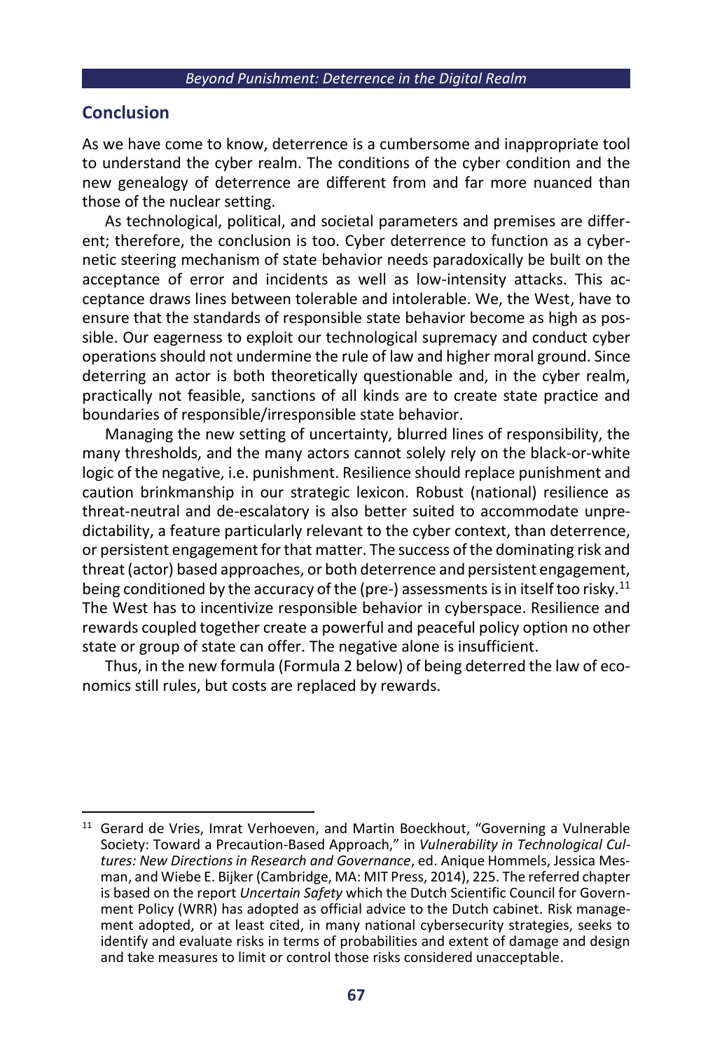## Conclusion

As we have come to know, deterrence is a cumbersome and inappropriate tool to understand the cyber realm. The conditions of the cyber condition and the new genealogy of deterrence are different from and far more nuanced than those of the nuclear setting.

As technological, political, and societal parameters and premises are different; therefore, the conclusion is too. Cyber deterrence to function as a cybernetic steering mechanism of state behavior needs paradoxically be built on the acceptance of error and incidents as well as low-intensity attacks. This acceptance draws lines between tolerable and intolerable. We, the West, have to ensure that the standards of responsible state behavior become as high as possible. Our eagerness to exploit our technological supremacy and conduct cyber operations should not undermine the rule of law and higher moral ground. Since deterring an actor is both theoretically questionable and, in the cyber realm, practically not feasible, sanctions of all kinds are to create state practice and boundaries of responsible/irresponsible state behavior.

Managing the new setting of uncertainty, blurred lines of responsibility, the many thresholds, and the many actors cannot solely rely on the black-or-white logic of the negative, i.e. punishment. Resilience should replace punishment and caution brinkmanship in our strategic lexicon. Robust (national) resilience as threat-neutral and de-escalatory is also better suited to accommodate unpredictability, a feature particularly relevant to the cyber context, than deterrence, or persistent engagement for that matter. The success of the dominating risk and threat (actor) based approaches, or both deterrence and persistent engagement, being conditioned by the accuracy of the (pre-) assessments is in itself too risky.[11] The West has to incentivize responsible behavior in cyberspace. Resilience and rewards coupled together create a powerful and peaceful policy option no other state or group of state can offer. The negative alone is insufficient.

Thus, in the new formula (Formula 2 below) of being deterred the law of economics still rules, but costs are replaced by rewards.

---

[11] Gerard de Vries, Imrat Verhoeven, and Martin Boeckhout, "Governing a Vulnerable Society: Toward a Precaution-Based Approach," in *Vulnerability in Technological Cultures: New Directions in Research and Governance*, ed. Anique Hommels, Jessica Mesman, and Wiebe E. Bijker (Cambridge, MA: MIT Press, 2014), 225. The referred chapter is based on the report *Uncertain Safety* which the Dutch Scientific Council for Government Policy (WRR) has adopted as official advice to the Dutch cabinet. Risk management adopted, or at least cited, in many national cybersecurity strategies, seeks to identify and evaluate risks in terms of probabilities and extent of damage and design and take measures to limit or control those risks considered unacceptable.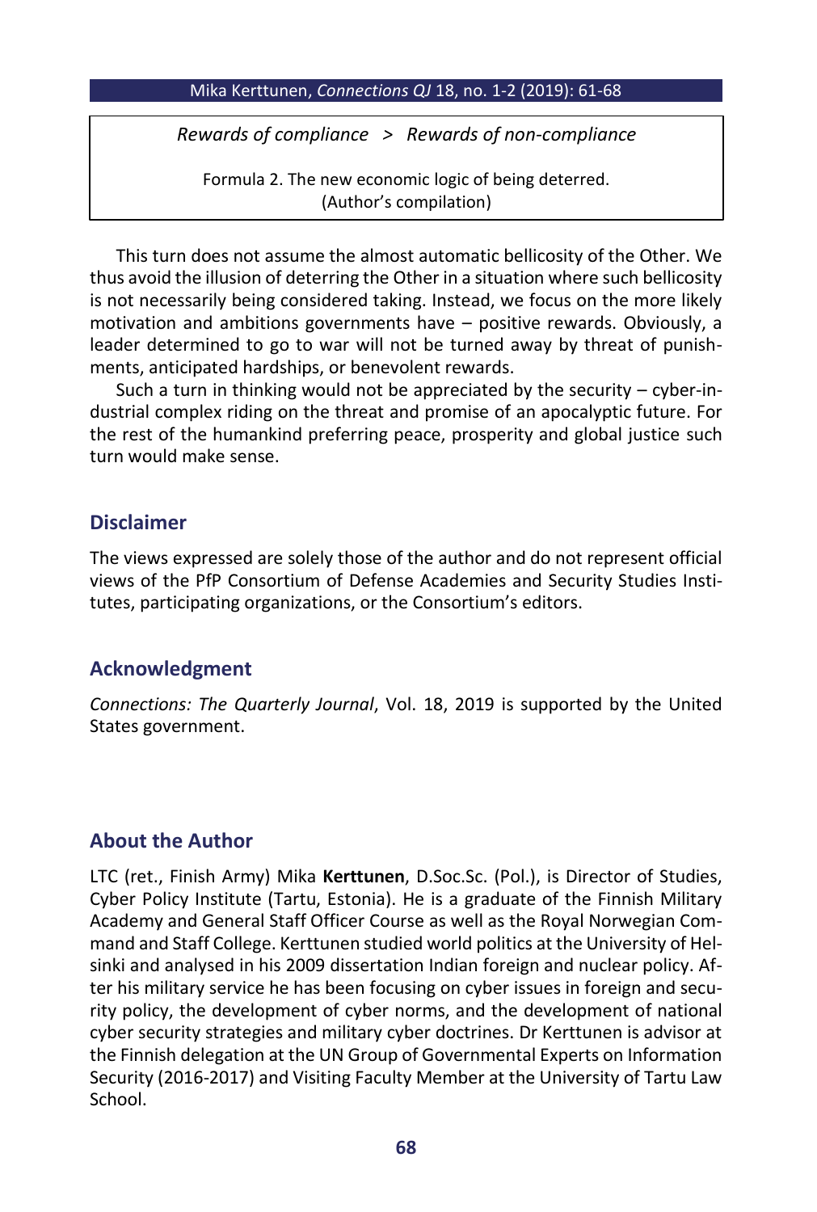*Rewards of compliance* > *Rewards of non-compliance*

Formula 2. The new economic logic of being deterred. (Author's compilation)

This turn does not assume the almost automatic bellicosity of the Other. We thus avoid the illusion of deterring the Other in a situation where such bellicosity is not necessarily being considered taking. Instead, we focus on the more likely motivation and ambitions governments have – positive rewards. Obviously, a leader determined to go to war will not be turned away by threat of punishments, anticipated hardships, or benevolent rewards.

Such a turn in thinking would not be appreciated by the security – cyber-industrial complex riding on the threat and promise of an apocalyptic future. For the rest of the humankind preferring peace, prosperity and global justice such turn would make sense.

## Disclaimer

The views expressed are solely those of the author and do not represent official views of the PfP Consortium of Defense Academies and Security Studies Institutes, participating organizations, or the Consortium's editors.

## Acknowledgment

*Connections: The Quarterly Journal*, Vol. 18, 2019 is supported by the United States government.

## About the Author

LTC (ret., Finish Army) Mika **Kerttunen**, D.Soc.Sc. (Pol.), is Director of Studies, Cyber Policy Institute (Tartu, Estonia). He is a graduate of the Finnish Military Academy and General Staff Officer Course as well as the Royal Norwegian Command and Staff College. Kerttunen studied world politics at the University of Helsinki and analysed in his 2009 dissertation Indian foreign and nuclear policy. After his military service he has been focusing on cyber issues in foreign and security policy, the development of cyber norms, and the development of national cyber security strategies and military cyber doctrines. Dr Kerttunen is advisor at the Finnish delegation at the UN Group of Governmental Experts on Information Security (2016-2017) and Visiting Faculty Member at the University of Tartu Law School.